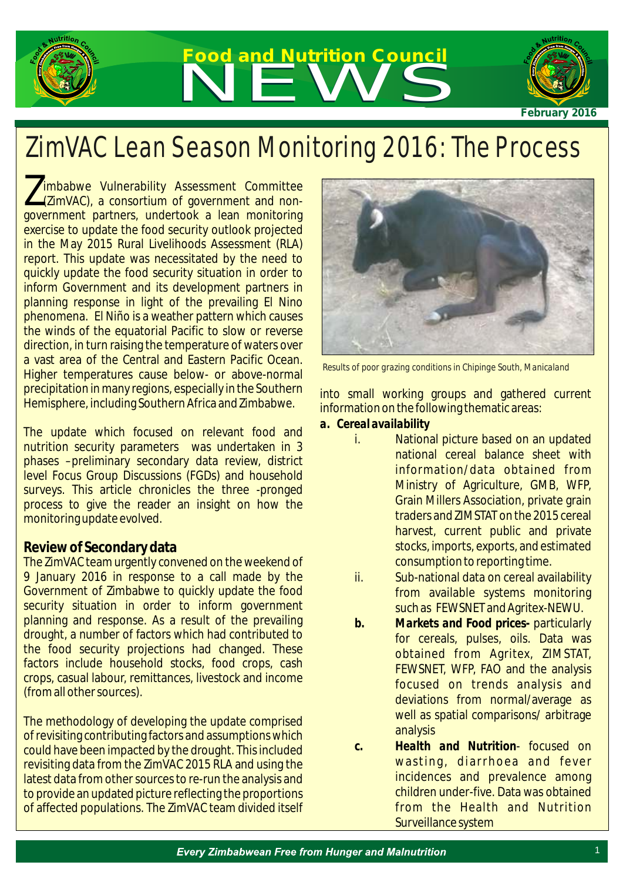# ZimVAC Lean Season Monitoring 2016: The Process

Zimbabwe Vulnerability Assessment Committee (ZimVAC), a consortium of government and non-government partners, undertook a lean monitoring exercise to update the food security outlook projected in the May 2015 Rural Livelihoods Assessment (RLA) report. This update was necessitated by the need to quickly update the food security situation in order to inform Government and its development partners in planning response in light of the prevailing El Nino phenomena. El Niño is a weather pattern which causes the winds of the equatorial Pacific to slow or reverse direction, in turn raising the temperature of waters over a vast area of the Central and Eastern Pacific Ocean. Higher temperatures cause below- or above-normal precipitation in many regions, especially in the Southern Hemisphere, including Southern Africa and Zimbabwe.

The update which focused on relevant food and nutrition security parameters was undertaken in 3 phases –preliminary secondary data review, district level Focus Group Discussions (FGDs) and household surveys. This article chronicles the three -pronged process to give the reader an insight on how the monitoring update evolved.

## Review of Secondary data

The ZimVAC team urgently convened on the weekend of 9 January 2016 in response to a call made by the Government of Zimbabwe to quickly update the food security situation in order to inform government planning and response. As a result of the prevailing drought, a number of factors which had contributed to the food security projections had changed. These factors include household stocks, food crops, cash crops, casual labour, remittances, livestock and income (from all other sources).

The methodology of developing the update comprised of revisiting contributing factors and assumptions which could have been impacted by the drought. This included revisiting data from the ZimVAC 2015 RLA and using the latest data from other sources to re-run the analysis and to provide an updated picture reflecting the proportions of affected populations. The ZimVAC team divided itself into small working groups and gathered current information on the following thematic areas:

Results of poor grazing conditions in Chipinge South, Manicaland

**a. Cereal availability**

i. National picture based on an updated national cereal balance sheet with information/data obtained from Ministry of Agriculture, GMB, WFP, Grain Millers Association, private grain traders and ZIMSTAT on the 2015 cereal harvest, current public and private stocks, imports, exports, and estimated consumption to reporting time.

ii. Sub-national data on cereal availability from available systems monitoring such as FEWSNET and Agritex-NEWU.

**b. Markets and Food prices-** particularly for cereals, pulses, oils. Data was obtained from Agritex, ZIMSTAT, FEWSNET, WFP, FAO and the analysis focused on trends analysis and deviations from normal/average as well as spatial comparisons/ arbitrage analysis

**c. Health and Nutrition**- focused on wasting, diarrhoea and fever incidences and prevalence among children under-five. Data was obtained from the Health and Nutrition Surveillance system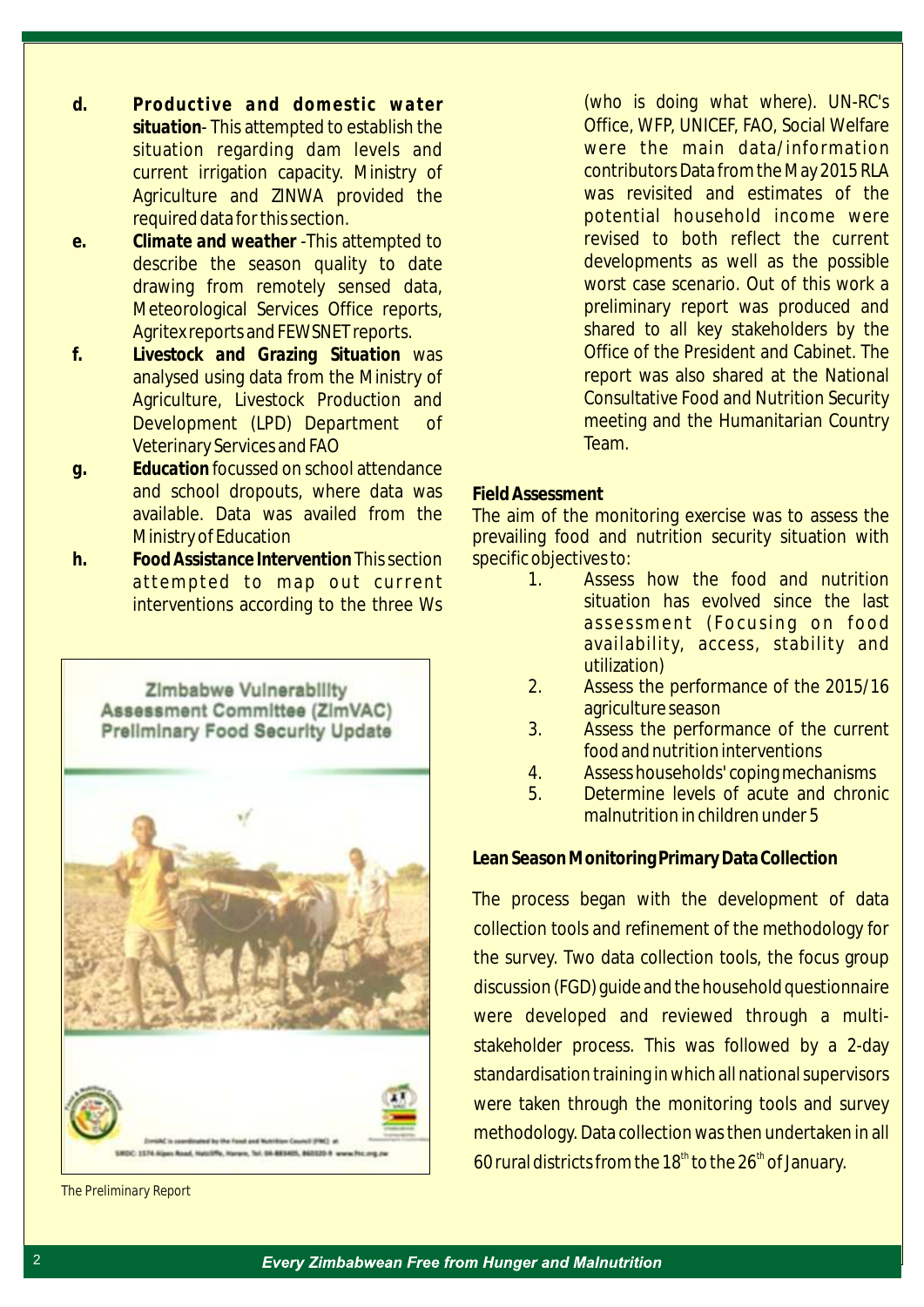d. **Productive and domestic water situation**- This attempted to establish the situation regarding dam levels and current irrigation capacity. Ministry of Agriculture and ZINWA provided the required data for this section.

e. ***Climate and weather*** -This attempted to describe the season quality to date drawing from remotely sensed data, Meteorological Services Office reports, Agritex reports and FEWSNET reports.

f. ***Livestock and Grazing Situation*** was analysed using data from the Ministry of Agriculture, Livestock Production and Development (LPD) Department of Veterinary Services and FAO

g. ***Education*** focussed on school attendance and school dropouts, where data was available. Data was availed from the Ministry of Education

h. ***Food Assistance Intervention*** This section attempted to map out current interventions according to the three Ws (who is doing what where). UN-RC's Office, WFP, UNICEF, FAO, Social Welfare were the main data/information contributors Data from the May 2015 RLA was revisited and estimates of the potential household income were revised to both reflect the current developments as well as the possible worst case scenario. Out of this work a preliminary report was produced and shared to all key stakeholders by the Office of the President and Cabinet. The report was also shared at the National Consultative Food and Nutrition Security meeting and the Humanitarian Country Team.

Zimbabwe Vulnerability Assessment Committee (ZimVAC) Preliminary Food Security Update

*The Preliminary Report*

**Field Assessment**

The aim of the monitoring exercise was to assess the prevailing food and nutrition security situation with specific objectives to:

1. Assess how the food and nutrition situation has evolved since the last assessment (Focusing on food availability, access, stability and utilization)
2. Assess the performance of the 2015/16 agriculture season
3. Assess the performance of the current food and nutrition interventions
4. Assess households' coping mechanisms
5. Determine levels of acute and chronic malnutrition in children under 5

**Lean Season Monitoring Primary Data Collection**

The process began with the development of data collection tools and refinement of the methodology for the survey. Two data collection tools, the focus group discussion (FGD) guide and the household questionnaire were developed and reviewed through a multi-stakeholder process. This was followed by a 2-day standardisation training in which all national supervisors were taken through the monitoring tools and survey methodology. Data collection was then undertaken in all 60 rural districts from the 18th to the 26th of January.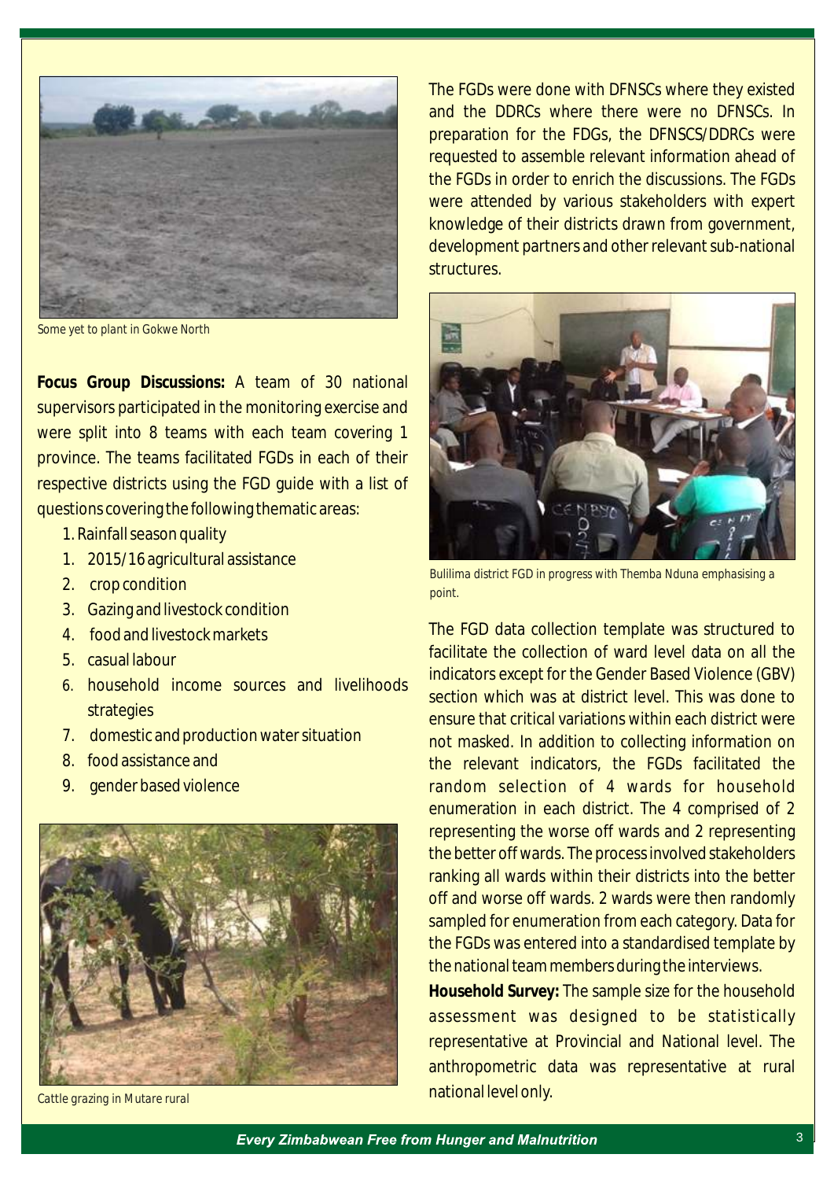Some yet to plant in Gokwe North

**Focus Group Discussions:** A team of 30 national supervisors participated in the monitoring exercise and were split into 8 teams with each team covering 1 province. The teams facilitated FGDs in each of their respective districts using the FGD guide with a list of questions covering the following thematic areas:

1. Rainfall season quality
1. 2015/16 agricultural assistance
2. crop condition
3. Gazing and livestock condition
4. food and livestock markets
5. casual labour
6. household income sources and livelihoods strategies
7. domestic and production water situation
8. food assistance and
9. gender based violence

Cattle grazing in Mutare rural

The FGDs were done with DFNSCs where they existed and the DDRCs where there were no DFNSCs. In preparation for the FDGs, the DFNSCS/DDRCs were requested to assemble relevant information ahead of the FGDs in order to enrich the discussions. The FGDs were attended by various stakeholders with expert knowledge of their districts drawn from government, development partners and other relevant sub-national structures.

Bulilima district FGD in progress with Themba Nduna emphasising a point.

The FGD data collection template was structured to facilitate the collection of ward level data on all the indicators except for the Gender Based Violence (GBV) section which was at district level. This was done to ensure that critical variations within each district were not masked. In addition to collecting information on the relevant indicators, the FGDs facilitated the random selection of 4 wards for household enumeration in each district. The 4 comprised of 2 representing the worse off wards and 2 representing the better off wards. The process involved stakeholders ranking all wards within their districts into the better off and worse off wards. 2 wards were then randomly sampled for enumeration from each category. Data for the FGDs was entered into a standardised template by the national team members during the interviews.

**Household Survey:** The sample size for the household assessment was designed to be statistically representative at Provincial and National level. The anthropometric data was representative at rural national level only.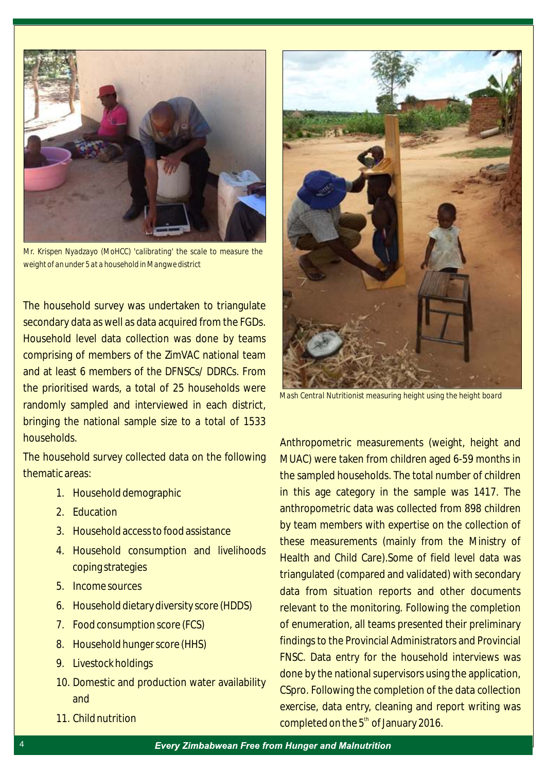Mr. Krispen Nyadzayo (MoHCC) 'calibrating' the scale to measure the weight of an under 5 at a household in Mangwe district

The household survey was undertaken to triangulate secondary data as well as data acquired from the FGDs. Household level data collection was done by teams comprising of members of the ZimVAC national team and at least 6 members of the DFNSCs/ DDRCs. From the prioritised wards, a total of 25 households were randomly sampled and interviewed in each district, bringing the national sample size to a total of 1533 households.

The household survey collected data on the following thematic areas:

1. Household demographic
2. Education
3. Household access to food assistance
4. Household consumption and livelihoods coping strategies
5. Income sources
6. Household dietary diversity score (HDDS)
7. Food consumption score (FCS)
8. Household hunger score (HHS)
9. Livestock holdings
10. Domestic and production water availability and
11. Child nutrition

Mash Central Nutritionist measuring height using the height board

Anthropometric measurements (weight, height and MUAC) were taken from children aged 6-59 months in the sampled households. The total number of children in this age category in the sample was 1417. The anthropometric data was collected from 898 children by team members with expertise on the collection of these measurements (mainly from the Ministry of Health and Child Care).Some of field level data was triangulated (compared and validated) with secondary data from situation reports and other documents relevant to the monitoring. Following the completion of enumeration, all teams presented their preliminary findings to the Provincial Administrators and Provincial FNSC. Data entry for the household interviews was done by the national supervisors using the application, CSpro. Following the completion of the data collection exercise, data entry, cleaning and report writing was completed on the 5th of January 2016.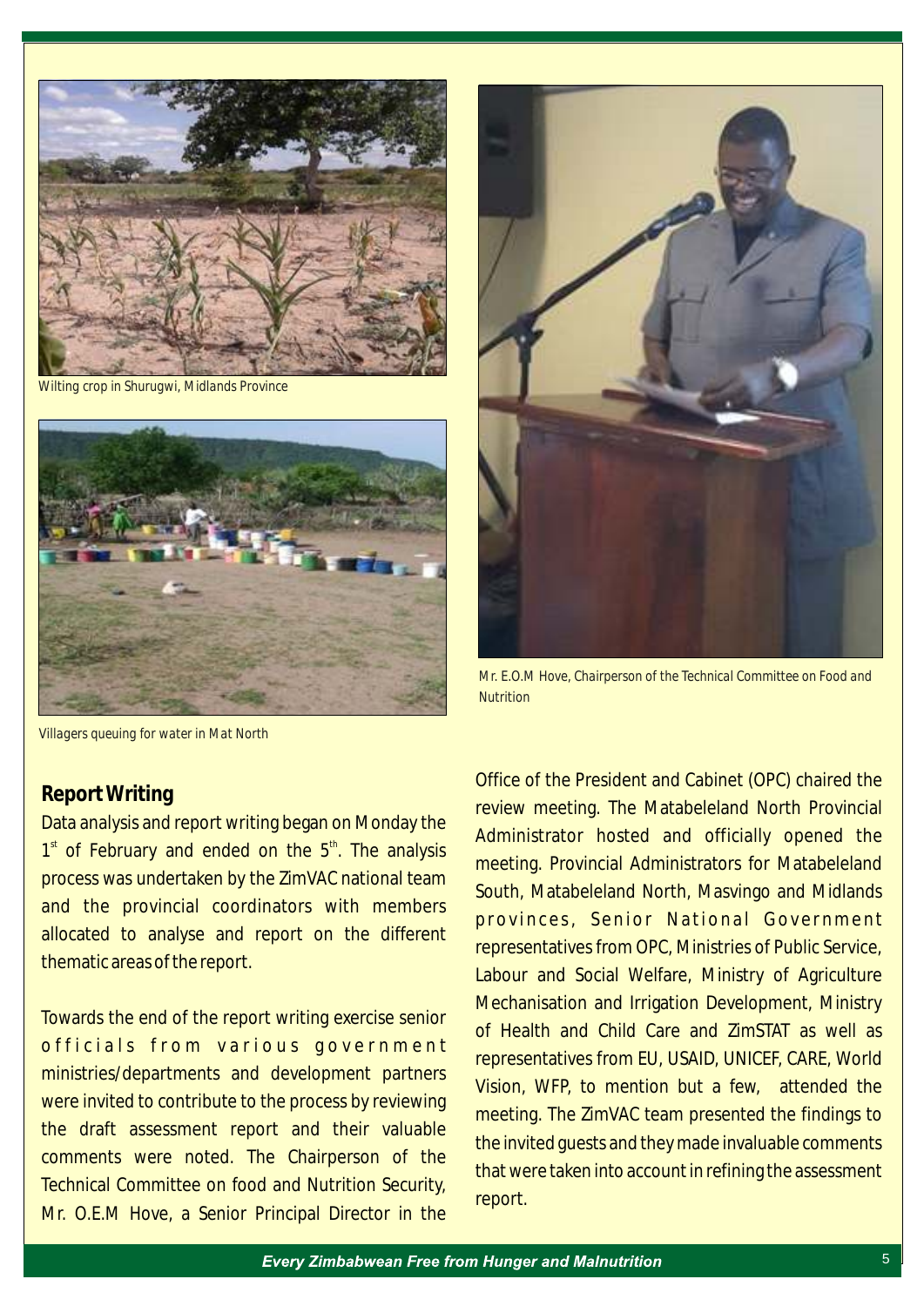Wilting crop in Shurugwi, Midlands Province

Villagers queuing for water in Mat North

Mr. E.O.M Hove, Chairperson of the Technical Committee on Food and Nutrition

## Report Writing

Data analysis and report writing began on Monday the 1st of February and ended on the 5th. The analysis process was undertaken by the ZimVAC national team and the provincial coordinators with members allocated to analyse and report on the different thematic areas of the report.

Towards the end of the report writing exercise senior officials from various government ministries/departments and development partners were invited to contribute to the process by reviewing the draft assessment report and their valuable comments were noted. The Chairperson of the Technical Committee on food and Nutrition Security, Mr. O.E.M Hove, a Senior Principal Director in the Office of the President and Cabinet (OPC) chaired the review meeting. The Matabeleland North Provincial Administrator hosted and officially opened the meeting. Provincial Administrators for Matabeleland South, Matabeleland North, Masvingo and Midlands provinces, Senior National Government representatives from OPC, Ministries of Public Service, Labour and Social Welfare, Ministry of Agriculture Mechanisation and Irrigation Development, Ministry of Health and Child Care and ZimSTAT as well as representatives from EU, USAID, UNICEF, CARE, World Vision, WFP, to mention but a few, attended the meeting. The ZimVAC team presented the findings to the invited guests and they made invaluable comments that were taken into account in refining the assessment report.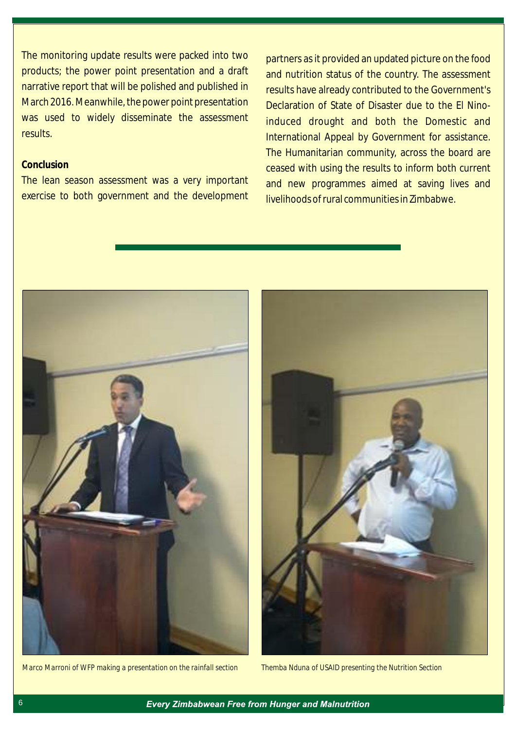The monitoring update results were packed into two products; the power point presentation and a draft narrative report that will be polished and published in March 2016. Meanwhile, the power point presentation was used to widely disseminate the assessment results.

**Conclusion**

The lean season assessment was a very important exercise to both government and the development partners as it provided an updated picture on the food and nutrition status of the country. The assessment results have already contributed to the Government's Declaration of State of Disaster due to the El Nino-induced drought and both the Domestic and International Appeal by Government for assistance. The Humanitarian community, across the board are ceased with using the results to inform both current and new programmes aimed at saving lives and livelihoods of rural communities in Zimbabwe.

Marco Marroni of WFP making a presentation on the rainfall section

Themba Nduna of USAID presenting the Nutrition Section

*Every Zimbabwean Free from Hunger and Malnutrition*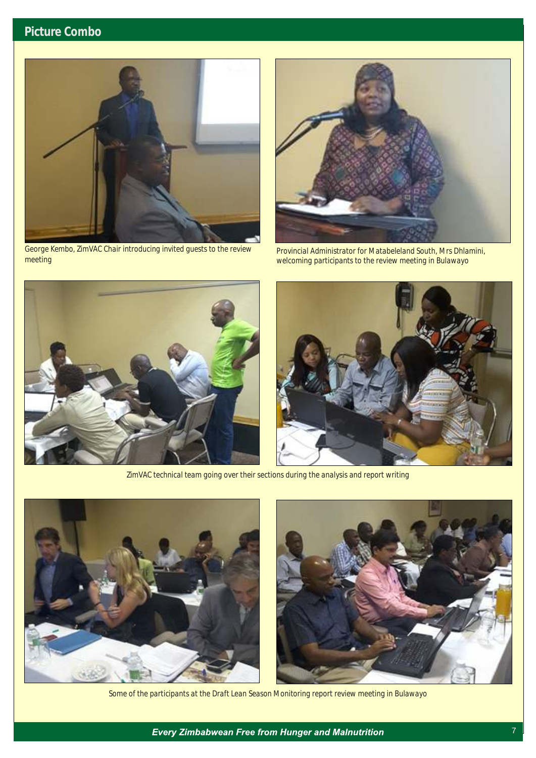## Picture Combo

George Kembo, ZimVAC Chair introducing invited guests to the review meeting

Provincial Administrator for Matabeleland South, Mrs Dhlamini, welcoming participants to the review meeting in Bulawayo

ZimVAC technical team going over their sections during the analysis and report writing

Some of the participants at the Draft Lean Season Monitoring report review meeting in Bulawayo

***Every Zimbabwean Free from Hunger and Malnutrition***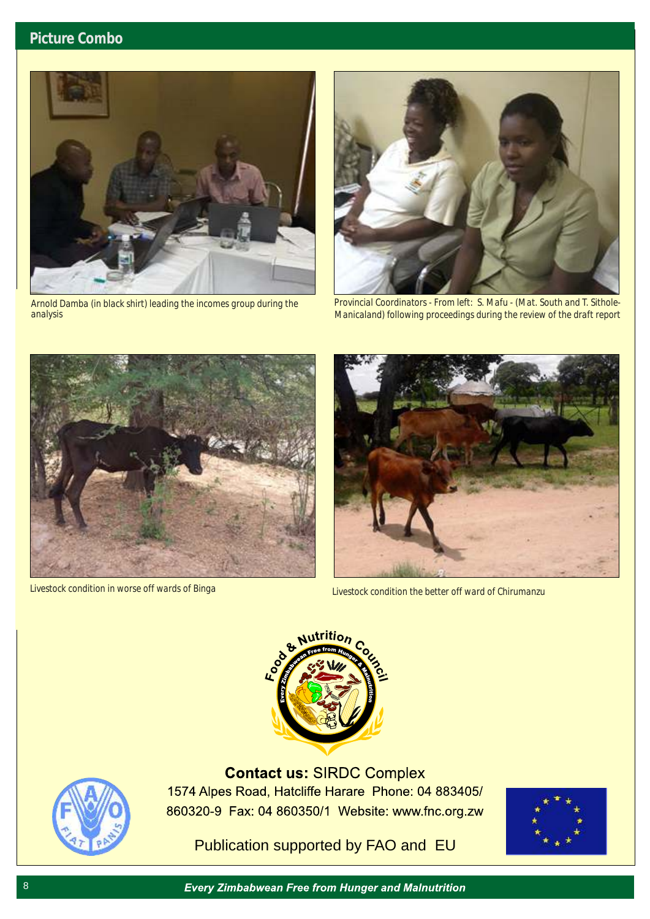## Picture Combo

Arnold Damba (in black shirt) leading the incomes group during the analysis

Provincial Coordinators - From left: S. Mafu - (Mat. South and T. Sithole-Manicaland) following proceedings during the review of the draft report

Livestock condition in worse off wards of Binga

Livestock condition the better off ward of Chirumanzu

**Contact us:** SIRDC Complex
1574 Alpes Road, Hatcliffe Harare Phone: 04 883405/ 860320-9 Fax: 04 860350/1 Website: www.fnc.org.zw

Publication supported by FAO and EU

***Every Zimbabwean Free from Hunger and Malnutrition***